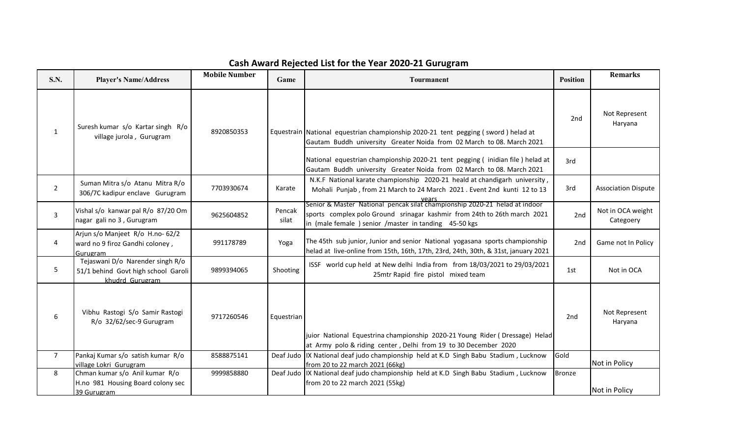# Cash Award Rejected List for the Year 2020-21 Gurugram

| S.N. | Player's Name/Address | Mobile Number | Game | Tournament | Position | Remarks |
|---|---|---|---|---|---|---|
| 1 | Suresh kumar s/o Kartar singh R/o village jurola , Gurugram | 8920850353 | Equestrain | National equestrian championship 2020-21 tent pegging ( sword ) helad at Gautam Buddh university Greater Noida from 02 March to 08. March 2021 | 2nd | Not Represent Haryana |
| | | | | National equestrian championship 2020-21 tent pegging ( inidian file ) helad at Gautam Buddh university Greater Noida from 02 March to 08. March 2021 | 3rd | |
| 2 | Suman Mitra s/o Atanu Mitra R/o 306/7C kadipur enclave Gurugram | 7703930674 | Karate | N.K.F National karate championship 2020-21 heald at chandigarh university , Mohali Punjab , from 21 March to 24 March 2021 . Event 2nd kunti 12 to 13 years | 3rd | Association Dispute |
| 3 | Vishal s/o kanwar pal R/o 87/20 Om nagar gali no 3 , Gurugram | 9625604852 | Pencak silat | Senior & Master National pencak silat championship 2020-21 helad at indoor sports complex polo Ground srinagar kashmir from 24th to 26th march 2021 in (male female ) senior /master in tanding 45-50 kgs | 2nd | Not in OCA weight Categoery |
| 4 | Arjun s/o Manjeet R/o H.no- 62/2 ward no 9 firoz Gandhi coloney , Gurugram | 991178789 | Yoga | The 45th sub junior, Junior and senior National yogasana sports championship helad at live-online from 15th, 16th, 17th, 23rd, 24th, 30th, & 31st, january 2021 | 2nd | Game not In Policy |
| 5 | Tejaswani D/o Narender singh R/o 51/1 behind Govt high school Garoli khudrd Gurugram | 9899394065 | Shooting | ISSF world cup held at New delhi India from from 18/03/2021 to 29/03/2021 25mtr Rapid fire pistol mixed team | 1st | Not in OCA |
| 6 | Vibhu Rastogi S/o Samir Rastogi R/o 32/62/sec-9 Gurugram | 9717260546 | Equestrian | juior National Equestrina championship 2020-21 Young Rider ( Dressage) Helad at Army polo & riding center , Delhi from 19 to 30 December 2020 | 2nd | Not Represent Haryana |
| 7 | Pankaj Kumar s/o satish kumar R/o village Lokri Gurugram | 8588875141 | Deaf Judo | IX National deaf judo championship held at K.D Singh Babu Stadium , Lucknow from 20 to 22 march 2021 (66kg) | Gold | Not in Policy |
| 8 | Chman kumar s/o Anil kumar R/o H.no 981 Housing Board colony sec 39 Gurugram | 9999858880 | Deaf Judo | IX National deaf judo championship held at K.D Singh Babu Stadium , Lucknow from 20 to 22 march 2021 (55kg) | Bronze | Not in Policy |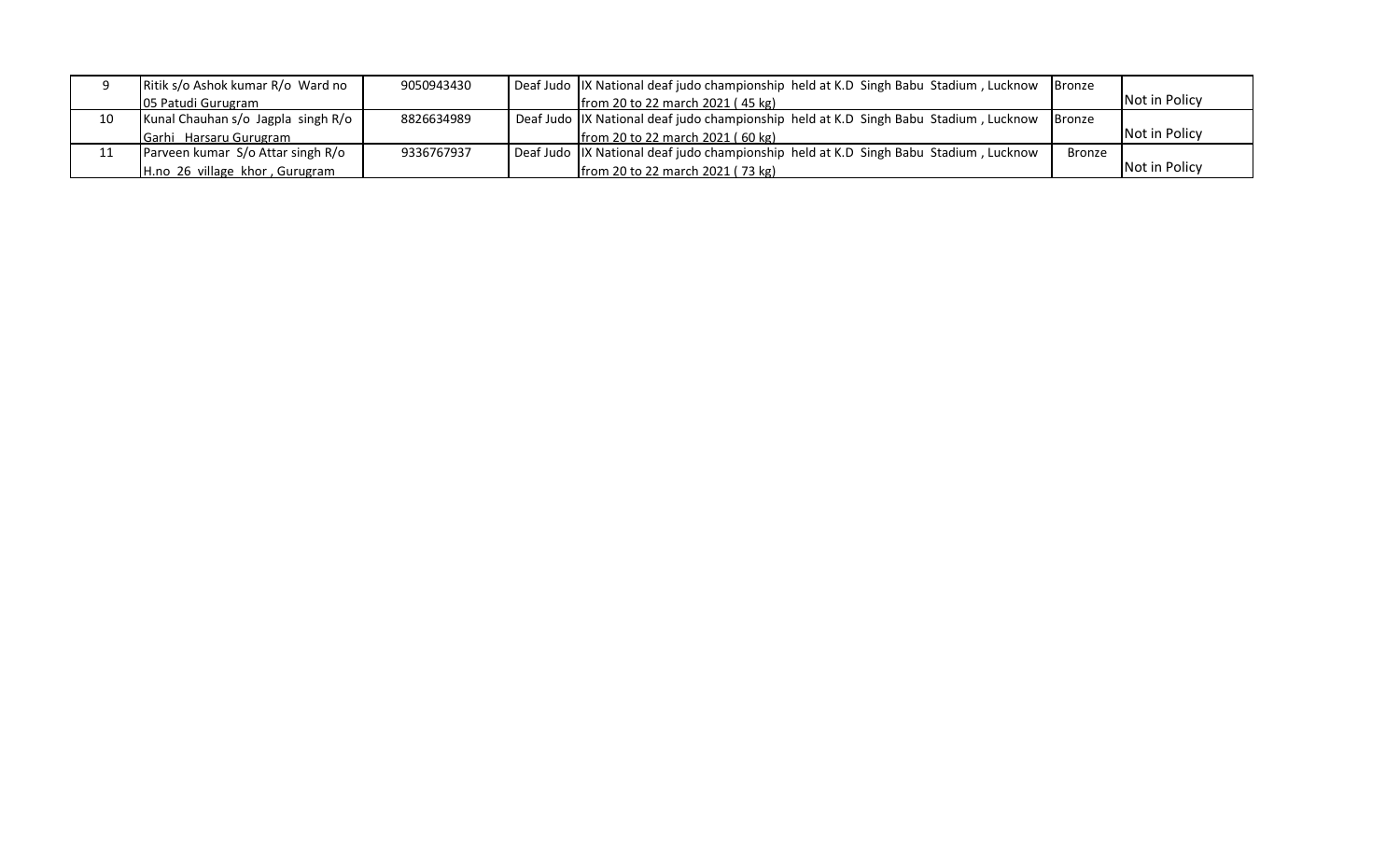| | | | | | | |
|---|---|---|---|---|---|---|
| 9 | Ritik s/o Ashok kumar R/o Ward no 05 Patudi Gurugram | 9050943430 | Deaf Judo | IX National deaf judo championship held at K.D Singh Babu Stadium , Lucknow from 20 to 22 march 2021 ( 45 kg) | Bronze | Not in Policy |
| 10 | Kunal Chauhan s/o Jagpla singh R/o Garhi Harsaru Gurugram | 8826634989 | Deaf Judo | IX National deaf judo championship held at K.D Singh Babu Stadium , Lucknow from 20 to 22 march 2021 ( 60 kg) | Bronze | Not in Policy |
| 11 | Parveen kumar S/o Attar singh R/o H.no 26 village khor , Gurugram | 9336767937 | Deaf Judo | IX National deaf judo championship held at K.D Singh Babu Stadium , Lucknow from 20 to 22 march 2021 ( 73 kg) | Bronze | Not in Policy |